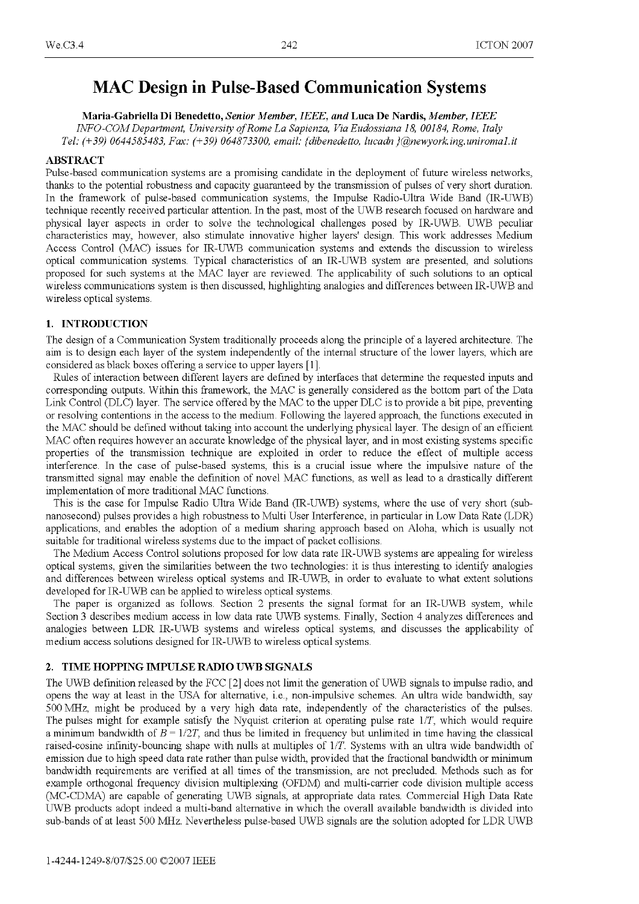# MAC Design in Pulse-Based Communication Systems

**Maria-Gabriella Di Benedetto,** ***Senior Member, IEEE, and*** **Luca De Nardis,** ***Member, IEEE***

*INFO-COM Department, University of Rome La Sapienza, Via Eudossiana 18, 00184, Rome, Italy*

*Tel: (+39) 0644585483, Fax: (+39) 064873300, email: {dibenedetto, lucadn}@newyork.ing.uniroma1.it*

## ABSTRACT

Pulse-based communication systems are a promising candidate in the deployment of future wireless networks, thanks to the potential robustness and capacity guaranteed by the transmission of pulses of very short duration. In the framework of pulse-based communication systems, the Impulse Radio-Ultra Wide Band (IR-UWB) technique recently received particular attention. In the past, most of the UWB research focused on hardware and physical layer aspects in order to solve the technological challenges posed by IR-UWB. UWB peculiar characteristics may, however, also stimulate innovative higher layers' design. This work addresses Medium Access Control (MAC) issues for IR-UWB communication systems and extends the discussion to wireless optical communication systems. Typical characteristics of an IR-UWB system are presented, and solutions proposed for such systems at the MAC layer are reviewed. The applicability of such solutions to an optical wireless communications system is then discussed, highlighting analogies and differences between IR-UWB and wireless optical systems.

## 1. INTRODUCTION

The design of a Communication System traditionally proceeds along the principle of a layered architecture. The aim is to design each layer of the system independently of the internal structure of the lower layers, which are considered as black boxes offering a service to upper layers [1].

Rules of interaction between different layers are defined by interfaces that determine the requested inputs and corresponding outputs. Within this framework, the MAC is generally considered as the bottom part of the Data Link Control (DLC) layer. The service offered by the MAC to the upper DLC is to provide a bit pipe, preventing or resolving contentions in the access to the medium. Following the layered approach, the functions executed in the MAC should be defined without taking into account the underlying physical layer. The design of an efficient MAC often requires however an accurate knowledge of the physical layer, and in most existing systems specific properties of the transmission technique are exploited in order to reduce the effect of multiple access interference. In the case of pulse-based systems, this is a crucial issue where the impulsive nature of the transmitted signal may enable the definition of novel MAC functions, as well as lead to a drastically different implementation of more traditional MAC functions.

This is the case for Impulse Radio Ultra Wide Band (IR-UWB) systems, where the use of very short (sub-nanosecond) pulses provides a high robustness to Multi User Interference, in particular in Low Data Rate (LDR) applications, and enables the adoption of a medium sharing approach based on Aloha, which is usually not suitable for traditional wireless systems due to the impact of packet collisions.

The Medium Access Control solutions proposed for low data rate IR-UWB systems are appealing for wireless optical systems, given the similarities between the two technologies: it is thus interesting to identify analogies and differences between wireless optical systems and IR-UWB, in order to evaluate to what extent solutions developed for IR-UWB can be applied to wireless optical systems.

The paper is organized as follows. Section 2 presents the signal format for an IR-UWB system, while Section 3 describes medium access in low data rate UWB systems. Finally, Section 4 analyzes differences and analogies between LDR IR-UWB systems and wireless optical systems, and discusses the applicability of medium access solutions designed for IR-UWB to wireless optical systems.

## 2. TIME HOPPING IMPULSE RADIO UWB SIGNALS

The UWB definition released by the FCC [2] does not limit the generation of UWB signals to impulse radio, and opens the way at least in the USA for alternative, i.e., non-impulsive schemes. An ultra wide bandwidth, say 500 MHz, might be produced by a very high data rate, independently of the characteristics of the pulses. The pulses might for example satisfy the Nyquist criterion at operating pulse rate $1/T$, which would require a minimum bandwidth of $B = 1/2T$, and thus be limited in frequency but unlimited in time having the classical raised-cosine infinity-bouncing shape with nulls at multiples of $1/T$. Systems with an ultra wide bandwidth of emission due to high speed data rate rather than pulse width, provided that the fractional bandwidth or minimum bandwidth requirements are verified at all times of the transmission, are not precluded. Methods such as for example orthogonal frequency division multiplexing (OFDM) and multi-carrier code division multiple access (MC-CDMA) are capable of generating UWB signals, at appropriate data rates. Commercial High Data Rate UWB products adopt indeed a multi-band alternative in which the overall available bandwidth is divided into sub-bands of at least 500 MHz. Nevertheless pulse-based UWB signals are the solution adopted for LDR UWB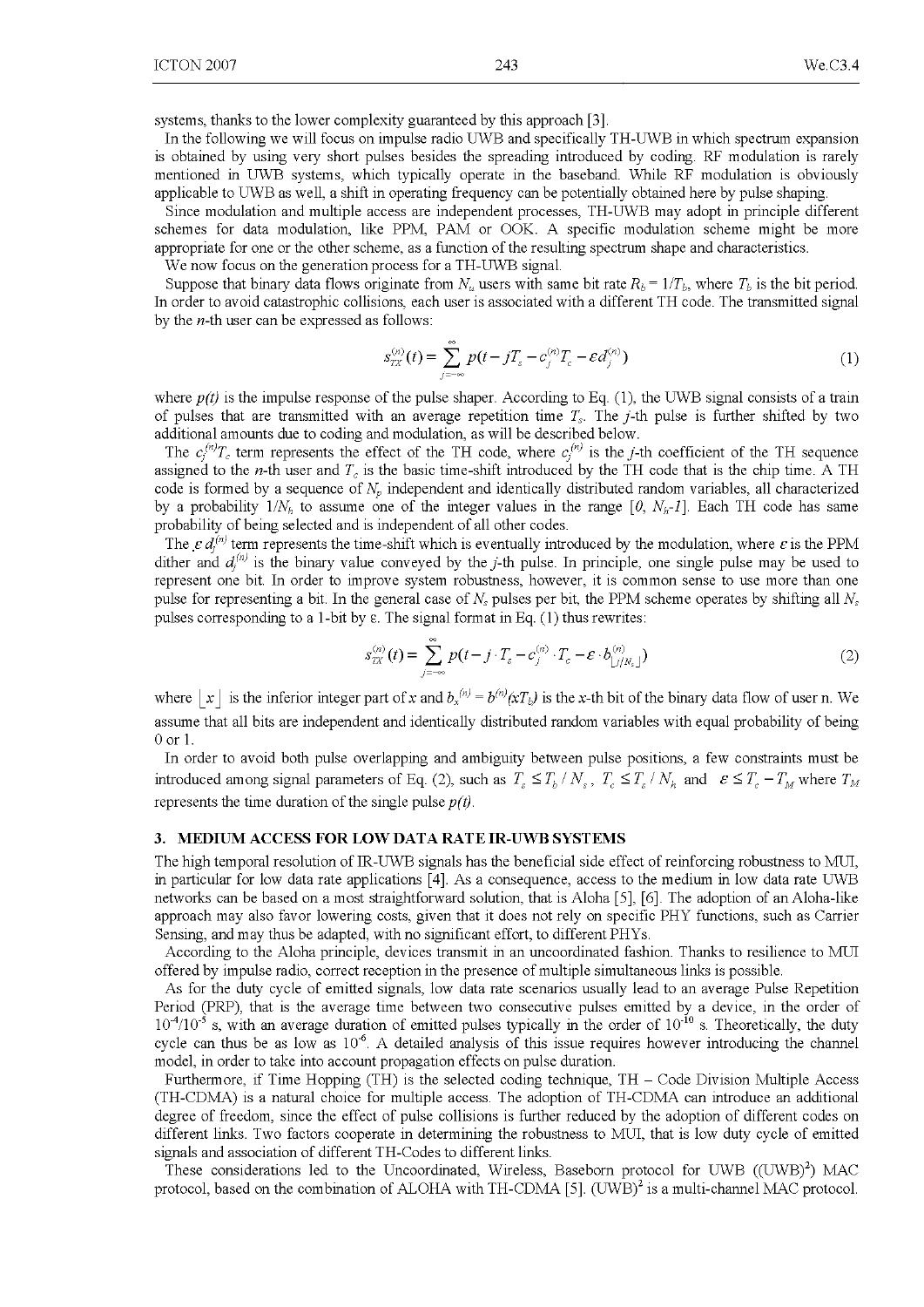systems, thanks to the lower complexity guaranteed by this approach [3].

In the following we will focus on impulse radio UWB and specifically TH-UWB in which spectrum expansion is obtained by using very short pulses besides the spreading introduced by coding. RF modulation is rarely mentioned in UWB systems, which typically operate in the baseband. While RF modulation is obviously applicable to UWB as well, a shift in operating frequency can be potentially obtained here by pulse shaping.

Since modulation and multiple access are independent processes, TH-UWB may adopt in principle different schemes for data modulation, like PPM, PAM or OOK. A specific modulation scheme might be more appropriate for one or the other scheme, as a function of the resulting spectrum shape and characteristics.

We now focus on the generation process for a TH-UWB signal.

Suppose that binary data flows originate from $N_u$ users with same bit rate $R_b = 1/T_b$, where $T_b$ is the bit period. In order to avoid catastrophic collisions, each user is associated with a different TH code. The transmitted signal by the $n$-th user can be expressed as follows:

$$s_{TX}^{(n)}(t) = \sum_{j=-\infty}^{\infty} p(t - jT_s - c_j^{(n)}T_c - \varepsilon d_j^{(n)}) \tag{1}$$

where $p(t)$ is the impulse response of the pulse shaper. According to Eq. (1), the UWB signal consists of a train of pulses that are transmitted with an average repetition time $T_s$. The $j$-th pulse is further shifted by two additional amounts due to coding and modulation, as will be described below.

The $c_j^{(n)}T_c$ term represents the effect of the TH code, where $c_j^{(n)}$ is the $j$-th coefficient of the TH sequence assigned to the $n$-th user and $T_c$ is the basic time-shift introduced by the TH code that is the chip time. A TH code is formed by a sequence of $N_p$ independent and identically distributed random variables, all characterized by a probability $1/N_h$ to assume one of the integer values in the range $[0, N_h\text{-}1]$. Each TH code has same probability of being selected and is independent of all other codes.

The $\varepsilon d_j^{(n)}$ term represents the time-shift which is eventually introduced by the modulation, where $\varepsilon$ is the PPM dither and $d_j^{(n)}$ is the binary value conveyed by the $j$-th pulse. In principle, one single pulse may be used to represent one bit. In order to improve system robustness, however, it is common sense to use more than one pulse for representing a bit. In the general case of $N_s$ pulses per bit, the PPM scheme operates by shifting all $N_s$ pulses corresponding to a 1-bit by $\varepsilon$. The signal format in Eq. (1) thus rewrites:

$$s_{TX}^{(n)}(t) = \sum_{j=-\infty}^{\infty} p(t - j \cdot T_s - c_j^{(n)} \cdot T_c - \varepsilon \cdot b_{\lfloor j/N_s \rfloor}^{(n)}) \tag{2}$$

where $\lfloor x \rfloor$ is the inferior integer part of $x$ and $b_x^{(n)} = b^{(n)}(xT_b)$ is the $x$-th bit of the binary data flow of user n. We assume that all bits are independent and identically distributed random variables with equal probability of being 0 or 1.

In order to avoid both pulse overlapping and ambiguity between pulse positions, a few constraints must be introduced among signal parameters of Eq. (2), such as $T_s \leq T_b / N_s$, $T_c \leq T_s / N_h$ and $\varepsilon \leq T_c - T_M$ where $T_M$ represents the time duration of the single pulse $p(t)$.

## 3. MEDIUM ACCESS FOR LOW DATA RATE IR-UWB SYSTEMS

The high temporal resolution of IR-UWB signals has the beneficial side effect of reinforcing robustness to MUI, in particular for low data rate applications [4]. As a consequence, access to the medium in low data rate UWB networks can be based on a most straightforward solution, that is Aloha [5], [6]. The adoption of an Aloha-like approach may also favor lowering costs, given that it does not rely on specific PHY functions, such as Carrier Sensing, and may thus be adapted, with no significant effort, to different PHYs.

According to the Aloha principle, devices transmit in an uncoordinated fashion. Thanks to resilience to MUI offered by impulse radio, correct reception in the presence of multiple simultaneous links is possible.

As for the duty cycle of emitted signals, low data rate scenarios usually lead to an average Pulse Repetition Period (PRP), that is the average time between two consecutive pulses emitted by a device, in the order of $10^{-4}/10^{-5}$ s, with an average duration of emitted pulses typically in the order of $10^{-10}$ s. Theoretically, the duty cycle can thus be as low as $10^{-6}$. A detailed analysis of this issue requires however introducing the channel model, in order to take into account propagation effects on pulse duration.

Furthermore, if Time Hopping (TH) is the selected coding technique, TH – Code Division Multiple Access (TH-CDMA) is a natural choice for multiple access. The adoption of TH-CDMA can introduce an additional degree of freedom, since the effect of pulse collisions is further reduced by the adoption of different codes on different links. Two factors cooperate in determining the robustness to MUI, that is low duty cycle of emitted signals and association of different TH-Codes to different links.

These considerations led to the Uncoordinated, Wireless, Baseborn protocol for UWB ($(\text{UWB})^2$) MAC protocol, based on the combination of ALOHA with TH-CDMA [5]. $(\text{UWB})^2$ is a multi-channel MAC protocol.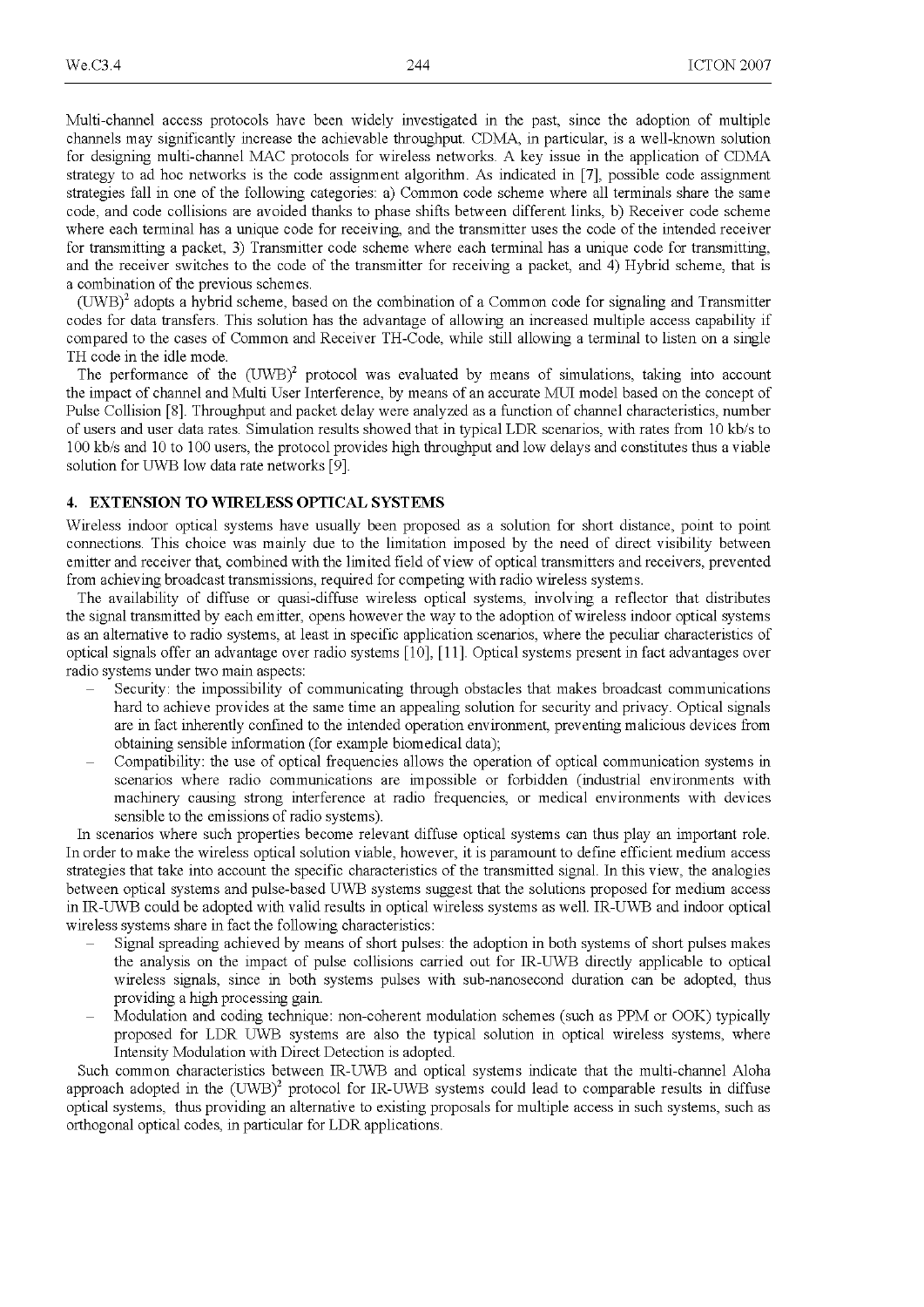Multi-channel access protocols have been widely investigated in the past, since the adoption of multiple channels may significantly increase the achievable throughput. CDMA, in particular, is a well-known solution for designing multi-channel MAC protocols for wireless networks. A key issue in the application of CDMA strategy to ad hoc networks is the code assignment algorithm. As indicated in [7], possible code assignment strategies fall in one of the following categories: a) Common code scheme where all terminals share the same code, and code collisions are avoided thanks to phase shifts between different links, b) Receiver code scheme where each terminal has a unique code for receiving, and the transmitter uses the code of the intended receiver for transmitting a packet, 3) Transmitter code scheme where each terminal has a unique code for transmitting, and the receiver switches to the code of the transmitter for receiving a packet, and 4) Hybrid scheme, that is a combination of the previous schemes.

$(UWB)^2$ adopts a hybrid scheme, based on the combination of a Common code for signaling and Transmitter codes for data transfers. This solution has the advantage of allowing an increased multiple access capability if compared to the cases of Common and Receiver TH-Code, while still allowing a terminal to listen on a single TH code in the idle mode.

The performance of the $(UWB)^2$ protocol was evaluated by means of simulations, taking into account the impact of channel and Multi User Interference, by means of an accurate MUI model based on the concept of Pulse Collision [8]. Throughput and packet delay were analyzed as a function of channel characteristics, number of users and user data rates. Simulation results showed that in typical LDR scenarios, with rates from 10 kb/s to 100 kb/s and 10 to 100 users, the protocol provides high throughput and low delays and constitutes thus a viable solution for UWB low data rate networks [9].

## 4. EXTENSION TO WIRELESS OPTICAL SYSTEMS

Wireless indoor optical systems have usually been proposed as a solution for short distance, point to point connections. This choice was mainly due to the limitation imposed by the need of direct visibility between emitter and receiver that, combined with the limited field of view of optical transmitters and receivers, prevented from achieving broadcast transmissions, required for competing with radio wireless systems.

The availability of diffuse or quasi-diffuse wireless optical systems, involving a reflector that distributes the signal transmitted by each emitter, opens however the way to the adoption of wireless indoor optical systems as an alternative to radio systems, at least in specific application scenarios, where the peculiar characteristics of optical signals offer an advantage over radio systems [10], [11]. Optical systems present in fact advantages over radio systems under two main aspects:

- Security: the impossibility of communicating through obstacles that makes broadcast communications hard to achieve provides at the same time an appealing solution for security and privacy. Optical signals are in fact inherently confined to the intended operation environment, preventing malicious devices from obtaining sensible information (for example biomedical data);
- Compatibility: the use of optical frequencies allows the operation of optical communication systems in scenarios where radio communications are impossible or forbidden (industrial environments with machinery causing strong interference at radio frequencies, or medical environments with devices sensible to the emissions of radio systems).

In scenarios where such properties become relevant diffuse optical systems can thus play an important role. In order to make the wireless optical solution viable, however, it is paramount to define efficient medium access strategies that take into account the specific characteristics of the transmitted signal. In this view, the analogies between optical systems and pulse-based UWB systems suggest that the solutions proposed for medium access in IR-UWB could be adopted with valid results in optical wireless systems as well. IR-UWB and indoor optical wireless systems share in fact the following characteristics:

- Signal spreading achieved by means of short pulses: the adoption in both systems of short pulses makes the analysis on the impact of pulse collisions carried out for IR-UWB directly applicable to optical wireless signals, since in both systems pulses with sub-nanosecond duration can be adopted, thus providing a high processing gain.
- Modulation and coding technique: non-coherent modulation schemes (such as PPM or OOK) typically proposed for LDR UWB systems are also the typical solution in optical wireless systems, where Intensity Modulation with Direct Detection is adopted.

Such common characteristics between IR-UWB and optical systems indicate that the multi-channel Aloha approach adopted in the $(UWB)^2$ protocol for IR-UWB systems could lead to comparable results in diffuse optical systems, thus providing an alternative to existing proposals for multiple access in such systems, such as orthogonal optical codes, in particular for LDR applications.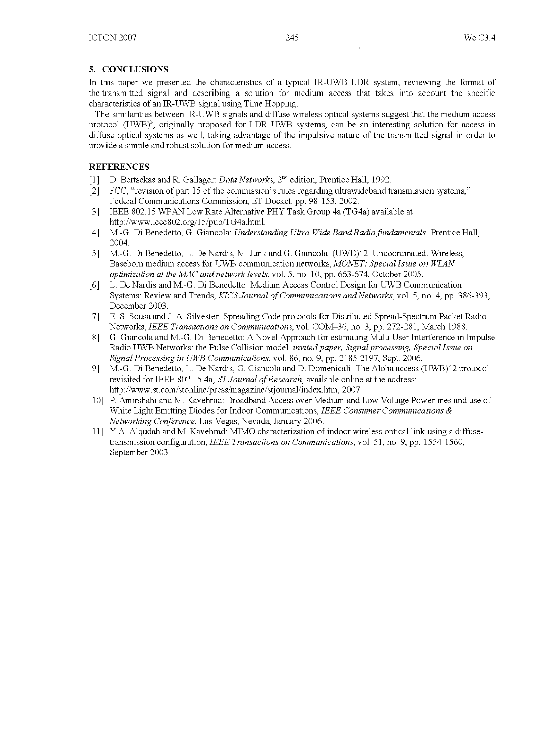## 5. CONCLUSIONS

In this paper we presented the characteristics of a typical IR-UWB LDR system, reviewing the format of the transmitted signal and describing a solution for medium access that takes into account the specific characteristics of an IR-UWB signal using Time Hopping.

The similarities between IR-UWB signals and diffuse wireless optical systems suggest that the medium access protocol $(UWB)^2$, originally proposed for LDR UWB systems, can be an interesting solution for access in diffuse optical systems as well, taking advantage of the impulsive nature of the transmitted signal in order to provide a simple and robust solution for medium access.

## REFERENCES

[1] D. Bertsekas and R. Gallager: *Data Networks*, 2nd edition, Prentice Hall, 1992.

[2] FCC, "revision of part 15 of the commission's rules regarding ultrawideband transmission systems," Federal Communications Commission, ET Docket. pp. 98-153, 2002.

[3] IEEE 802.15 WPAN Low Rate Alternative PHY Task Group 4a (TG4a) available at http://www.ieee802.org/15/pub/TG4a.html.

[4] M.-G. Di Benedetto, G. Giancola: *Understanding Ultra Wide Band Radio fundamentals*, Prentice Hall, 2004.

[5] M.-G. Di Benedetto, L. De Nardis, M. Junk and G. Giancola: (UWB)^2: Uncoordinated, Wireless, Baseborn medium access for UWB communication networks, *MONET: Special Issue on WLAN optimization at the MAC and network levels*, vol. 5, no. 10, pp. 663-674, October 2005.

[6] L. De Nardis and M.-G. Di Benedetto: Medium Access Control Design for UWB Communication Systems: Review and Trends, *KICS Journal of Communications and Networks*, vol. 5, no. 4, pp. 386-393, December 2003.

[7] E. S. Sousa and J. A. Silvester: Spreading Code protocols for Distributed Spread-Spectrum Packet Radio Networks, *IEEE Transactions on Communications*, vol. COM-36, no. 3, pp. 272-281, March 1988.

[8] G. Giancola and M.-G. Di Benedetto: A Novel Approach for estimating Multi User Interference in Impulse Radio UWB Networks: the Pulse Collision model, *invited paper, Signal processing, Special Issue on Signal Processing in UWB Communications*, vol. 86, no. 9, pp. 2185-2197, Sept. 2006.

[9] M.-G. Di Benedetto, L. De Nardis, G. Giancola and D. Domenicali: The Aloha access (UWB)^2 protocol revisited for IEEE 802.15.4a, *ST Journal of Research*, available online at the address: http://www.st.com/stonline/press/magazine/stjournal/index.htm, 2007.

[10] P. Amirshahi and M. Kavehrad: Broadband Access over Medium and Low Voltage Powerlines and use of White Light Emitting Diodes for Indoor Communications, *IEEE Consumer Communications & Networking Conference*, Las Vegas, Nevada, January 2006.

[11] Y.A. Alqudah and M. Kavehrad: MIMO characterization of indoor wireless optical link using a diffuse-transmission configuration, *IEEE Transactions on Communications*, vol. 51, no. 9, pp. 1554-1560, September 2003.